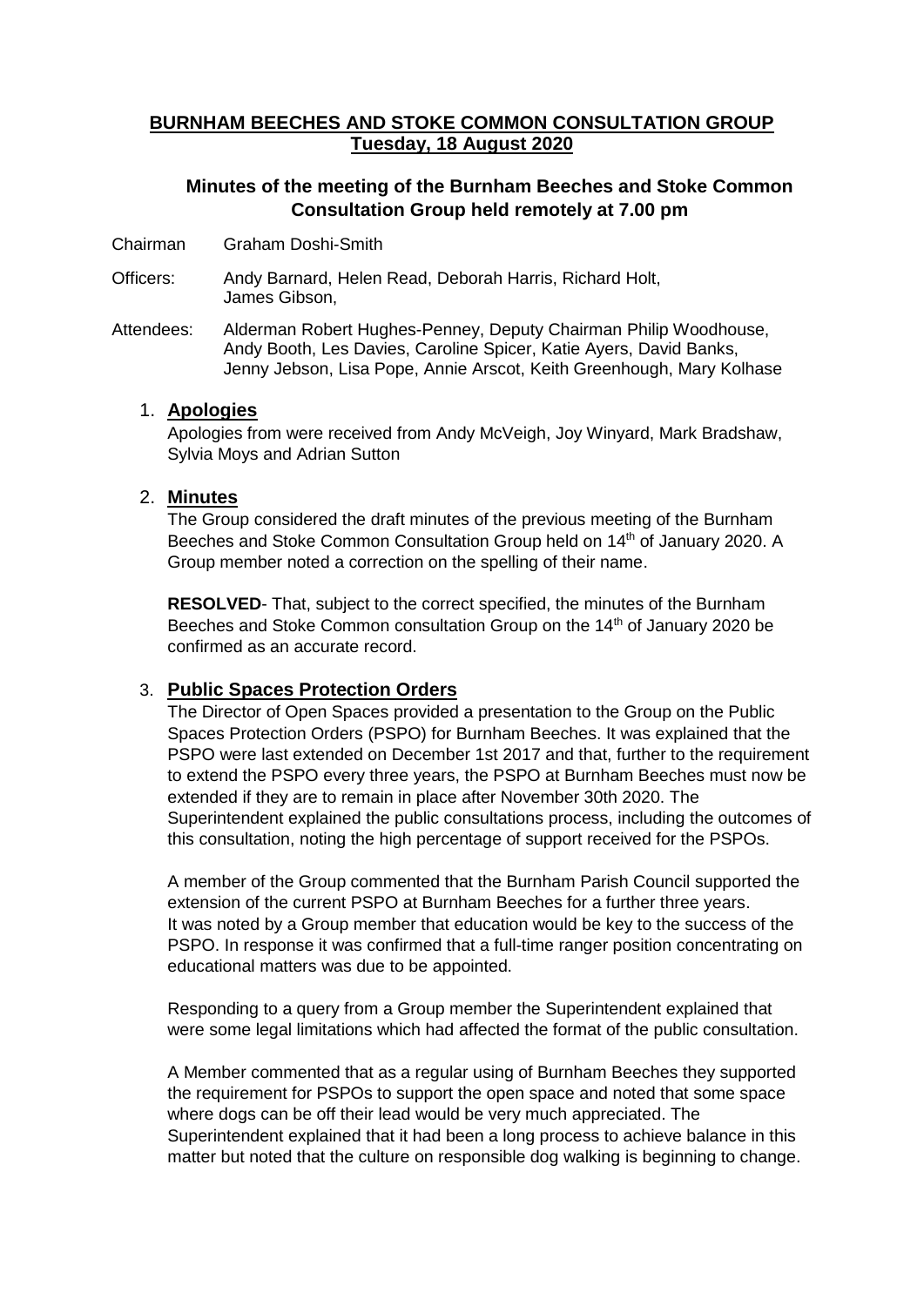# BURNHAM BEECHES AND STOKE COMMON CONSULTATION GROUP
## Tuesday, 18 August 2020

### Minutes of the meeting of the Burnham Beeches and Stoke Common Consultation Group held remotely at 7.00 pm

Chairman Graham Doshi-Smith

Officers: Andy Barnard, Helen Read, Deborah Harris, Richard Holt, James Gibson,

Attendees: Alderman Robert Hughes-Penney, Deputy Chairman Philip Woodhouse, Andy Booth, Les Davies, Caroline Spicer, Katie Ayers, David Banks, Jenny Jebson, Lisa Pope, Annie Arscot, Keith Greenhough, Mary Kolhase

1. **Apologies**

   Apologies from were received from Andy McVeigh, Joy Winyard, Mark Bradshaw, Sylvia Moys and Adrian Sutton

2. **Minutes**

   The Group considered the draft minutes of the previous meeting of the Burnham Beeches and Stoke Common Consultation Group held on 14th of January 2020. A Group member noted a correction on the spelling of their name.

   **RESOLVED**- That, subject to the correct specified, the minutes of the Burnham Beeches and Stoke Common consultation Group on the 14th of January 2020 be confirmed as an accurate record.

3. **Public Spaces Protection Orders**

   The Director of Open Spaces provided a presentation to the Group on the Public Spaces Protection Orders (PSPO) for Burnham Beeches. It was explained that the PSPO were last extended on December 1st 2017 and that, further to the requirement to extend the PSPO every three years, the PSPO at Burnham Beeches must now be extended if they are to remain in place after November 30th 2020. The Superintendent explained the public consultations process, including the outcomes of this consultation, noting the high percentage of support received for the PSPOs.

   A member of the Group commented that the Burnham Parish Council supported the extension of the current PSPO at Burnham Beeches for a further three years. It was noted by a Group member that education would be key to the success of the PSPO. In response it was confirmed that a full-time ranger position concentrating on educational matters was due to be appointed.

   Responding to a query from a Group member the Superintendent explained that were some legal limitations which had affected the format of the public consultation.

   A Member commented that as a regular using of Burnham Beeches they supported the requirement for PSPOs to support the open space and noted that some space where dogs can be off their lead would be very much appreciated. The Superintendent explained that it had been a long process to achieve balance in this matter but noted that the culture on responsible dog walking is beginning to change.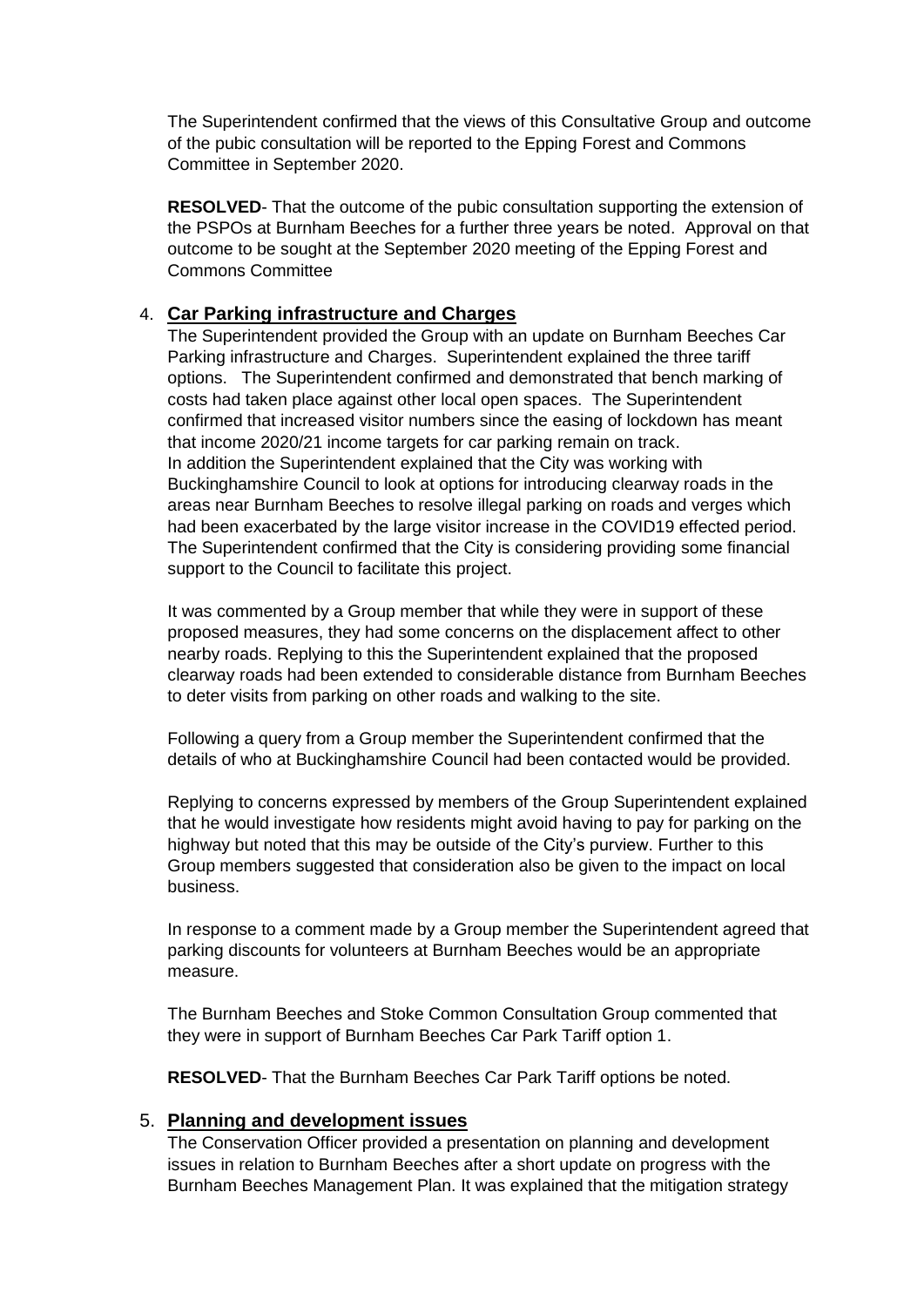The Superintendent confirmed that the views of this Consultative Group and outcome of the pubic consultation will be reported to the Epping Forest and Commons Committee in September 2020.

**RESOLVED**- That the outcome of the pubic consultation supporting the extension of the PSPOs at Burnham Beeches for a further three years be noted. Approval on that outcome to be sought at the September 2020 meeting of the Epping Forest and Commons Committee

4. **Car Parking infrastructure and Charges**

The Superintendent provided the Group with an update on Burnham Beeches Car Parking infrastructure and Charges. Superintendent explained the three tariff options. The Superintendent confirmed and demonstrated that bench marking of costs had taken place against other local open spaces. The Superintendent confirmed that increased visitor numbers since the easing of lockdown has meant that income 2020/21 income targets for car parking remain on track.
In addition the Superintendent explained that the City was working with Buckinghamshire Council to look at options for introducing clearway roads in the areas near Burnham Beeches to resolve illegal parking on roads and verges which had been exacerbated by the large visitor increase in the COVID19 effected period. The Superintendent confirmed that the City is considering providing some financial support to the Council to facilitate this project.

It was commented by a Group member that while they were in support of these proposed measures, they had some concerns on the displacement affect to other nearby roads. Replying to this the Superintendent explained that the proposed clearway roads had been extended to considerable distance from Burnham Beeches to deter visits from parking on other roads and walking to the site.

Following a query from a Group member the Superintendent confirmed that the details of who at Buckinghamshire Council had been contacted would be provided.

Replying to concerns expressed by members of the Group Superintendent explained that he would investigate how residents might avoid having to pay for parking on the highway but noted that this may be outside of the City's purview. Further to this Group members suggested that consideration also be given to the impact on local business.

In response to a comment made by a Group member the Superintendent agreed that parking discounts for volunteers at Burnham Beeches would be an appropriate measure.

The Burnham Beeches and Stoke Common Consultation Group commented that they were in support of Burnham Beeches Car Park Tariff option 1.

**RESOLVED**- That the Burnham Beeches Car Park Tariff options be noted.

5. **Planning and development issues**

The Conservation Officer provided a presentation on planning and development issues in relation to Burnham Beeches after a short update on progress with the Burnham Beeches Management Plan. It was explained that the mitigation strategy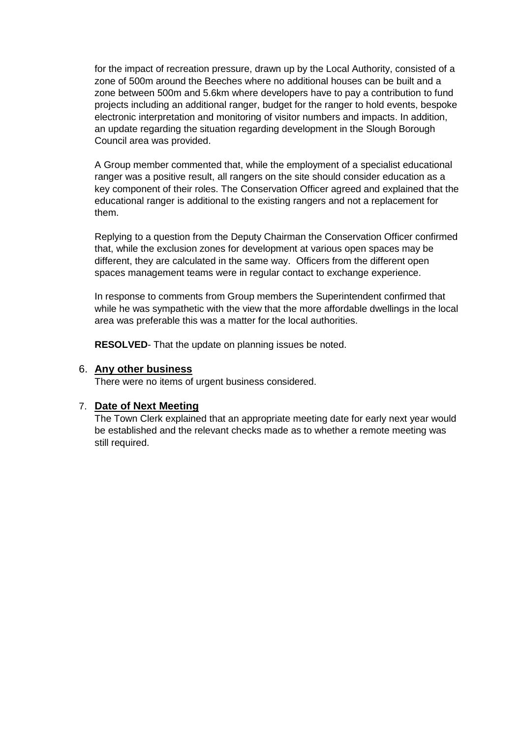for the impact of recreation pressure, drawn up by the Local Authority, consisted of a zone of 500m around the Beeches where no additional houses can be built and a zone between 500m and 5.6km where developers have to pay a contribution to fund projects including an additional ranger, budget for the ranger to hold events, bespoke electronic interpretation and monitoring of visitor numbers and impacts. In addition, an update regarding the situation regarding development in the Slough Borough Council area was provided.

A Group member commented that, while the employment of a specialist educational ranger was a positive result, all rangers on the site should consider education as a key component of their roles. The Conservation Officer agreed and explained that the educational ranger is additional to the existing rangers and not a replacement for them.

Replying to a question from the Deputy Chairman the Conservation Officer confirmed that, while the exclusion zones for development at various open spaces may be different, they are calculated in the same way. Officers from the different open spaces management teams were in regular contact to exchange experience.

In response to comments from Group members the Superintendent confirmed that while he was sympathetic with the view that the more affordable dwellings in the local area was preferable this was a matter for the local authorities.

**RESOLVED**- That the update on planning issues be noted.

6. **Any other business**

   There were no items of urgent business considered.

7. **Date of Next Meeting**

   The Town Clerk explained that an appropriate meeting date for early next year would be established and the relevant checks made as to whether a remote meeting was still required.